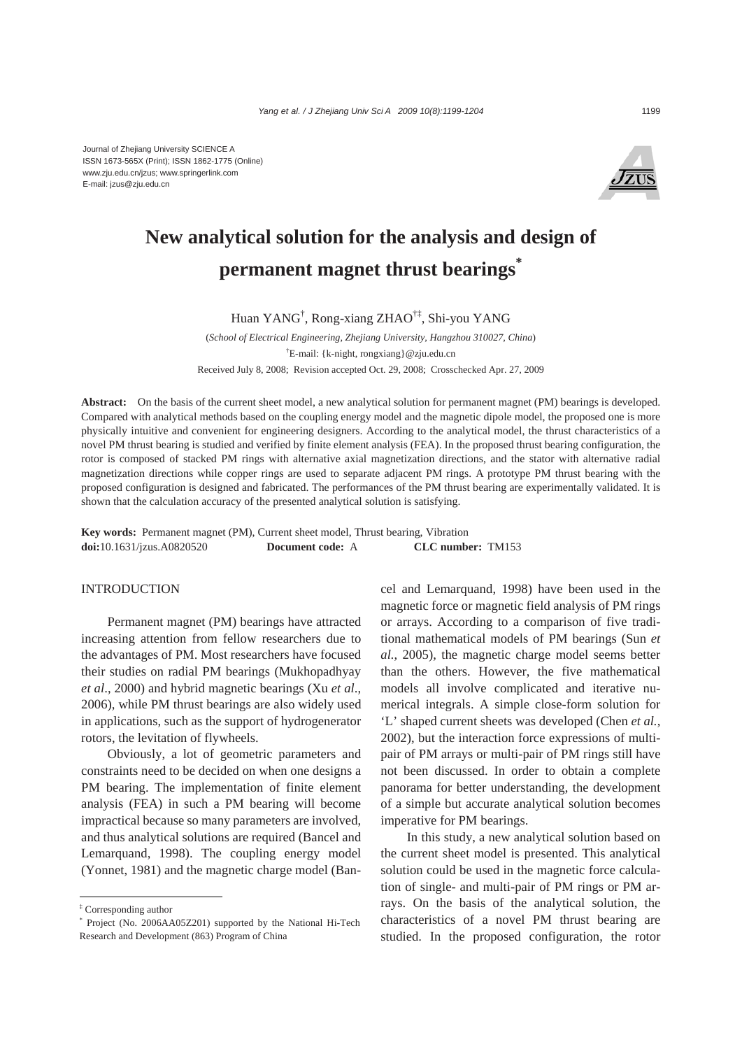Journal of Zhejiang University SCIENCE A
ISSN 1673-565X (Print); ISSN 1862-1775 (Online)
www.zju.edu.cn/jzus; www.springerlink.com
E-mail: jzus@zju.edu.cn

# New analytical solution for the analysis and design of permanent magnet thrust bearings*

Huan YANG†, Rong-xiang ZHAO†‡, Shi-you YANG

(*School of Electrical Engineering, Zhejiang University, Hangzhou 310027, China*)

†E-mail: {k-night, rongxiang}@zju.edu.cn

Received July 8, 2008; Revision accepted Oct. 29, 2008; Crosschecked Apr. 27, 2009

**Abstract:** On the basis of the current sheet model, a new analytical solution for permanent magnet (PM) bearings is developed. Compared with analytical methods based on the coupling energy model and the magnetic dipole model, the proposed one is more physically intuitive and convenient for engineering designers. According to the analytical model, the thrust characteristics of a novel PM thrust bearing is studied and verified by finite element analysis (FEA). In the proposed thrust bearing configuration, the rotor is composed of stacked PM rings with alternative axial magnetization directions, and the stator with alternative radial magnetization directions while copper rings are used to separate adjacent PM rings. A prototype PM thrust bearing with the proposed configuration is designed and fabricated. The performances of the PM thrust bearing are experimentally validated. It is shown that the calculation accuracy of the presented analytical solution is satisfying.

**Key words:** Permanent magnet (PM), Current sheet model, Thrust bearing, Vibration
**doi:**10.1631/jzus.A0820520 **Document code:** A **CLC number:** TM153

## INTRODUCTION

Permanent magnet (PM) bearings have attracted increasing attention from fellow researchers due to the advantages of PM. Most researchers have focused their studies on radial PM bearings (Mukhopadhyay *et al*., 2000) and hybrid magnetic bearings (Xu *et al*., 2006), while PM thrust bearings are also widely used in applications, such as the support of hydrogenerator rotors, the levitation of flywheels.

Obviously, a lot of geometric parameters and constraints need to be decided on when one designs a PM bearing. The implementation of finite element analysis (FEA) in such a PM bearing will become impractical because so many parameters are involved, and thus analytical solutions are required (Bancel and Lemarquand, 1998). The coupling energy model (Yonnet, 1981) and the magnetic charge model (Bancel and Lemarquand, 1998) have been used in the magnetic force or magnetic field analysis of PM rings or arrays. According to a comparison of five traditional mathematical models of PM bearings (Sun *et al*., 2005), the magnetic charge model seems better than the others. However, the five mathematical models all involve complicated and iterative numerical integrals. A simple close-form solution for 'L' shaped current sheets was developed (Chen *et al.*, 2002), but the interaction force expressions of multi-pair of PM arrays or multi-pair of PM rings still have not been discussed. In order to obtain a complete panorama for better understanding, the development of a simple but accurate analytical solution becomes imperative for PM bearings.

In this study, a new analytical solution based on the current sheet model is presented. This analytical solution could be used in the magnetic force calculation of single- and multi-pair of PM rings or PM arrays. On the basis of the analytical solution, the characteristics of a novel PM thrust bearing are studied. In the proposed configuration, the rotor

‡ Corresponding author
* Project (No. 2006AA05Z201) supported by the National Hi-Tech Research and Development (863) Program of China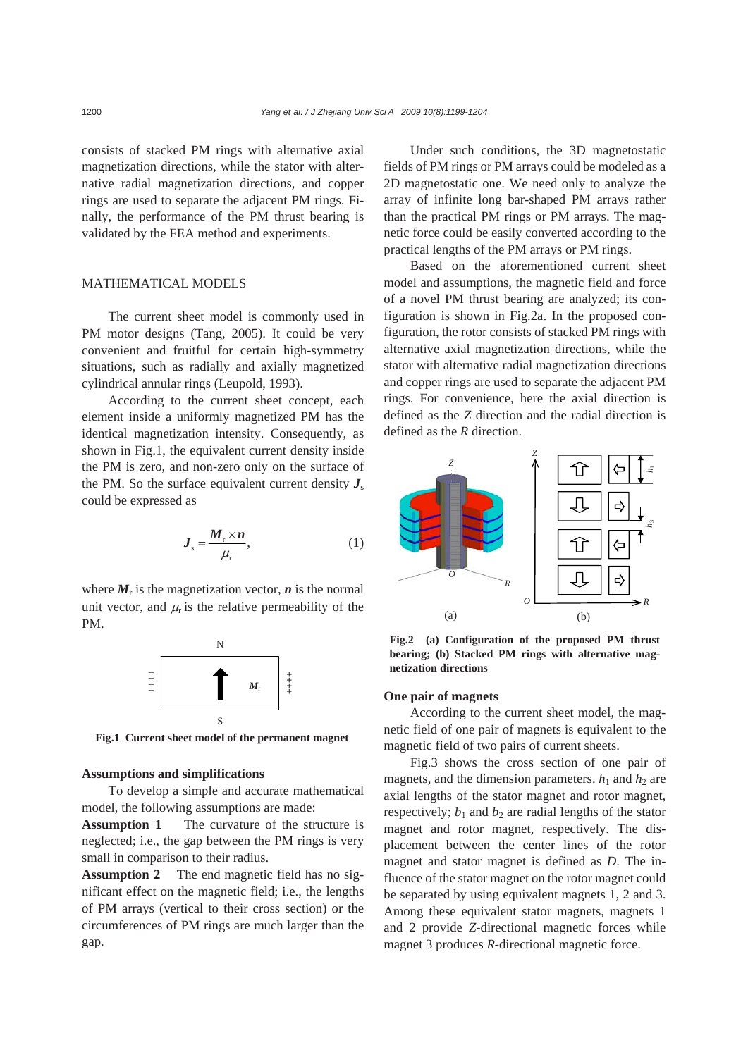consists of stacked PM rings with alternative axial magnetization directions, while the stator with alternative radial magnetization directions, and copper rings are used to separate the adjacent PM rings. Finally, the performance of the PM thrust bearing is validated by the FEA method and experiments.

## MATHEMATICAL MODELS

The current sheet model is commonly used in PM motor designs (Tang, 2005). It could be very convenient and fruitful for certain high-symmetry situations, such as radially and axially magnetized cylindrical annular rings (Leupold, 1993).

According to the current sheet concept, each element inside a uniformly magnetized PM has the identical magnetization intensity. Consequently, as shown in Fig.1, the equivalent current density inside the PM is zero, and non-zero only on the surface of the PM. So the surface equivalent current density $\boldsymbol{J}_s$ could be expressed as

$$\boldsymbol{J}_s = \frac{\boldsymbol{M}_r \times \boldsymbol{n}}{\mu_r}, \tag{1}$$

where $\boldsymbol{M}_r$ is the magnetization vector, $\boldsymbol{n}$ is the normal unit vector, and $\mu_r$ is the relative permeability of the PM.

**Fig.1 Current sheet model of the permanent magnet**

### Assumptions and simplifications

To develop a simple and accurate mathematical model, the following assumptions are made:

**Assumption 1** The curvature of the structure is neglected; i.e., the gap between the PM rings is very small in comparison to their radius.

**Assumption 2** The end magnetic field has no significant effect on the magnetic field; i.e., the lengths of PM arrays (vertical to their cross section) or the circumferences of PM rings are much larger than the gap.

Under such conditions, the 3D magnetostatic fields of PM rings or PM arrays could be modeled as a 2D magnetostatic one. We need only to analyze the array of infinite long bar-shaped PM arrays rather than the practical PM rings or PM arrays. The magnetic force could be easily converted according to the practical lengths of the PM arrays or PM rings.

Based on the aforementioned current sheet model and assumptions, the magnetic field and force of a novel PM thrust bearing are analyzed; its configuration is shown in Fig.2a. In the proposed configuration, the rotor consists of stacked PM rings with alternative axial magnetization directions, while the stator with alternative radial magnetization directions and copper rings are used to separate the adjacent PM rings. For convenience, here the axial direction is defined as the $Z$ direction and the radial direction is defined as the $R$ direction.

**Fig.2 (a) Configuration of the proposed PM thrust bearing; (b) Stacked PM rings with alternative magnetization directions**

### One pair of magnets

According to the current sheet model, the magnetic field of one pair of magnets is equivalent to the magnetic field of two pairs of current sheets.

Fig.3 shows the cross section of one pair of magnets, and the dimension parameters. $h_1$ and $h_2$ are axial lengths of the stator magnet and rotor magnet, respectively; $b_1$ and $b_2$ are radial lengths of the stator magnet and rotor magnet, respectively. The displacement between the center lines of the rotor magnet and stator magnet is defined as $D$. The influence of the stator magnet on the rotor magnet could be separated by using equivalent magnets 1, 2 and 3. Among these equivalent stator magnets, magnets 1 and 2 provide $Z$-directional magnetic forces while magnet 3 produces $R$-directional magnetic force.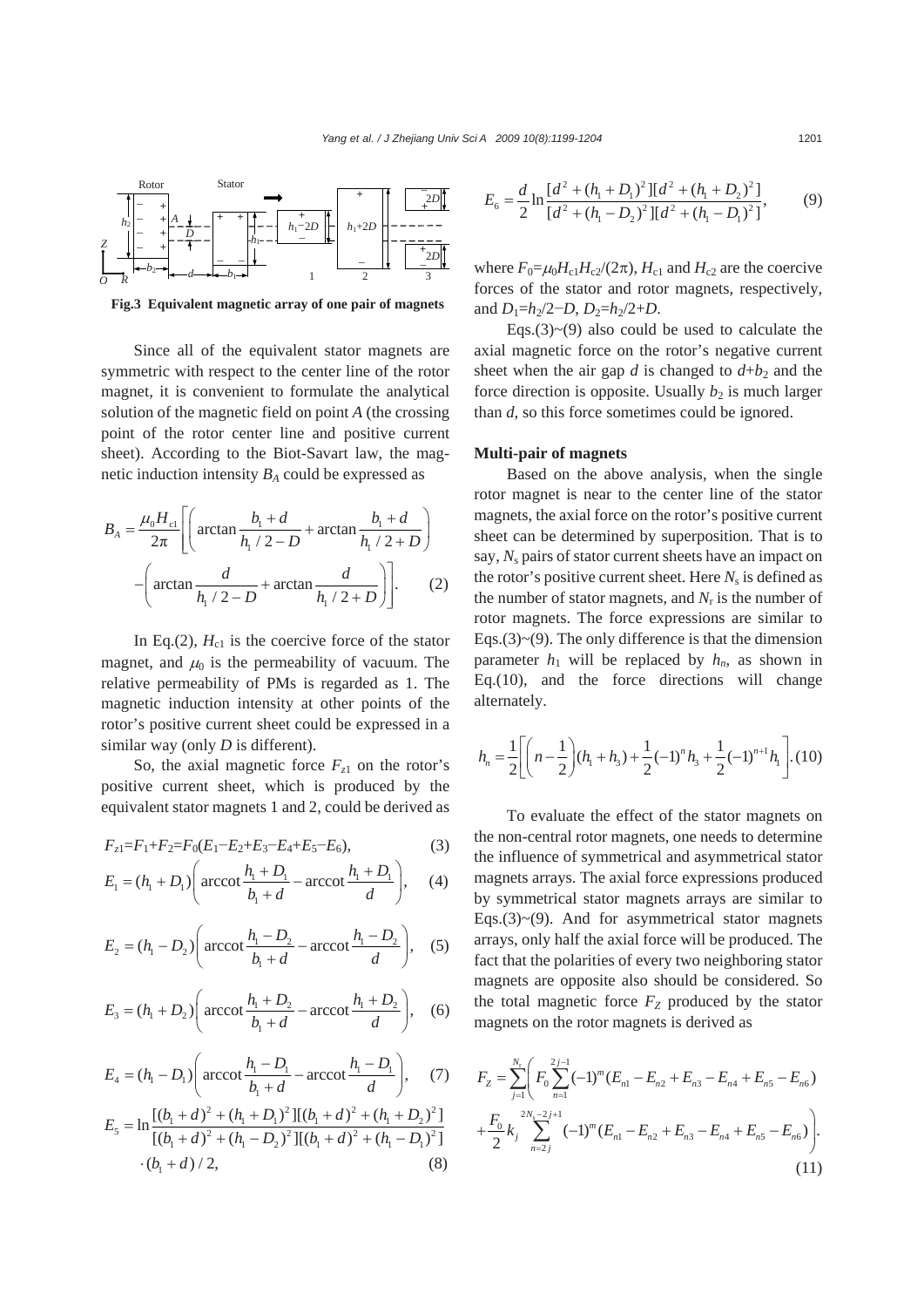Fig.3 Equivalent magnetic array of one pair of magnets

Since all of the equivalent stator magnets are symmetric with respect to the center line of the rotor magnet, it is convenient to formulate the analytical solution of the magnetic field on point $A$ (the crossing point of the rotor center line and positive current sheet). According to the Biot-Savart law, the magnetic induction intensity $B_A$ could be expressed as

$$B_A=\frac{\mu_0 H_{c1}}{2\pi}\left[\left(\arctan\frac{b_1+d}{h_1/2-D}+\arctan\frac{b_1+d}{h_1/2+D}\right)-\left(\arctan\frac{d}{h_1/2-D}+\arctan\frac{d}{h_1/2+D}\right)\right]. \quad (2)$$

In Eq.(2), $H_{c1}$ is the coercive force of the stator magnet, and $\mu_0$ is the permeability of vacuum. The relative permeability of PMs is regarded as 1. The magnetic induction intensity at other points of the rotor's positive current sheet could be expressed in a similar way (only $D$ is different).

So, the axial magnetic force $F_{z1}$ on the rotor's positive current sheet, which is produced by the equivalent stator magnets 1 and 2, could be derived as

$$F_{z1}=F_1+F_2=F_0(E_1-E_2+E_3-E_4+E_5-E_6), \quad (3)$$

$$E_1=(h_1+D_1)\left(\operatorname{arccot}\frac{h_1+D_1}{b_1+d}-\operatorname{arccot}\frac{h_1+D_1}{d}\right), \quad (4)$$

$$E_2=(h_1-D_2)\left(\operatorname{arccot}\frac{h_1-D_2}{b_1+d}-\operatorname{arccot}\frac{h_1-D_2}{d}\right), \quad (5)$$

$$E_3=(h_1+D_2)\left(\operatorname{arccot}\frac{h_1+D_2}{b_1+d}-\operatorname{arccot}\frac{h_1+D_2}{d}\right), \quad (6)$$

$$E_4=(h_1-D_1)\left(\operatorname{arccot}\frac{h_1-D_1}{b_1+d}-\operatorname{arccot}\frac{h_1-D_1}{d}\right), \quad (7)$$

$$E_5=\ln\frac{[(b_1+d)^2+(h_1+D_1)^2][(b_1+d)^2+(h_1+D_2)^2]}{[(b_1+d)^2+(h_1-D_2)^2][(b_1+d)^2+(h_1-D_1)^2]}\cdot(b_1+d)/2, \quad (8)$$

$$E_6=\frac{d}{2}\ln\frac{[d^2+(h_1+D_1)^2][d^2+(h_1+D_2)^2]}{[d^2+(h_1-D_2)^2][d^2+(h_1-D_1)^2]}, \quad (9)$$

where $F_0=\mu_0H_{c1}H_{c2}/(2\pi)$, $H_{c1}$ and $H_{c2}$ are the coercive forces of the stator and rotor magnets, respectively, and $D_1=h_2/2-D$, $D_2=h_2/2+D$.

Eqs.(3)~(9) also could be used to calculate the axial magnetic force on the rotor's negative current sheet when the air gap $d$ is changed to $d+b_2$ and the force direction is opposite. Usually $b_2$ is much larger than $d$, so this force sometimes could be ignored.

## Multi-pair of magnets

Based on the above analysis, when the single rotor magnet is near to the center line of the stator magnets, the axial force on the rotor's positive current sheet can be determined by superposition. That is to say, $N_s$ pairs of stator current sheets have an impact on the rotor's positive current sheet. Here $N_s$ is defined as the number of stator magnets, and $N_r$ is the number of rotor magnets. The force expressions are similar to Eqs.(3)~(9). The only difference is that the dimension parameter $h_1$ will be replaced by $h_n$, as shown in Eq.(10), and the force directions will change alternately.

$$h_n=\frac{1}{2}\left[\left(n-\frac{1}{2}\right)(h_1+h_3)+\frac{1}{2}(-1)^n h_3+\frac{1}{2}(-1)^{n+1}h_1\right]. \quad (10)$$

To evaluate the effect of the stator magnets on the non-central rotor magnets, one needs to determine the influence of symmetrical and asymmetrical stator magnets arrays. The axial force expressions produced by symmetrical stator magnets arrays are similar to Eqs.(3)~(9). And for asymmetrical stator magnets arrays, only half the axial force will be produced. The fact that the polarities of every two neighboring stator magnets are opposite also should be considered. So the total magnetic force $F_Z$ produced by the stator magnets on the rotor magnets is derived as

$$F_Z=\sum_{j=1}^{N_r}\left(F_0\sum_{n=1}^{2j-1}(-1)^m(E_{n1}-E_{n2}+E_{n3}-E_{n4}+E_{n5}-E_{n6})+\frac{F_0}{2}k_j\sum_{n=2j}^{2N_s-2j+1}(-1)^m(E_{n1}-E_{n2}+E_{n3}-E_{n4}+E_{n5}-E_{n6})\right). \quad (11)$$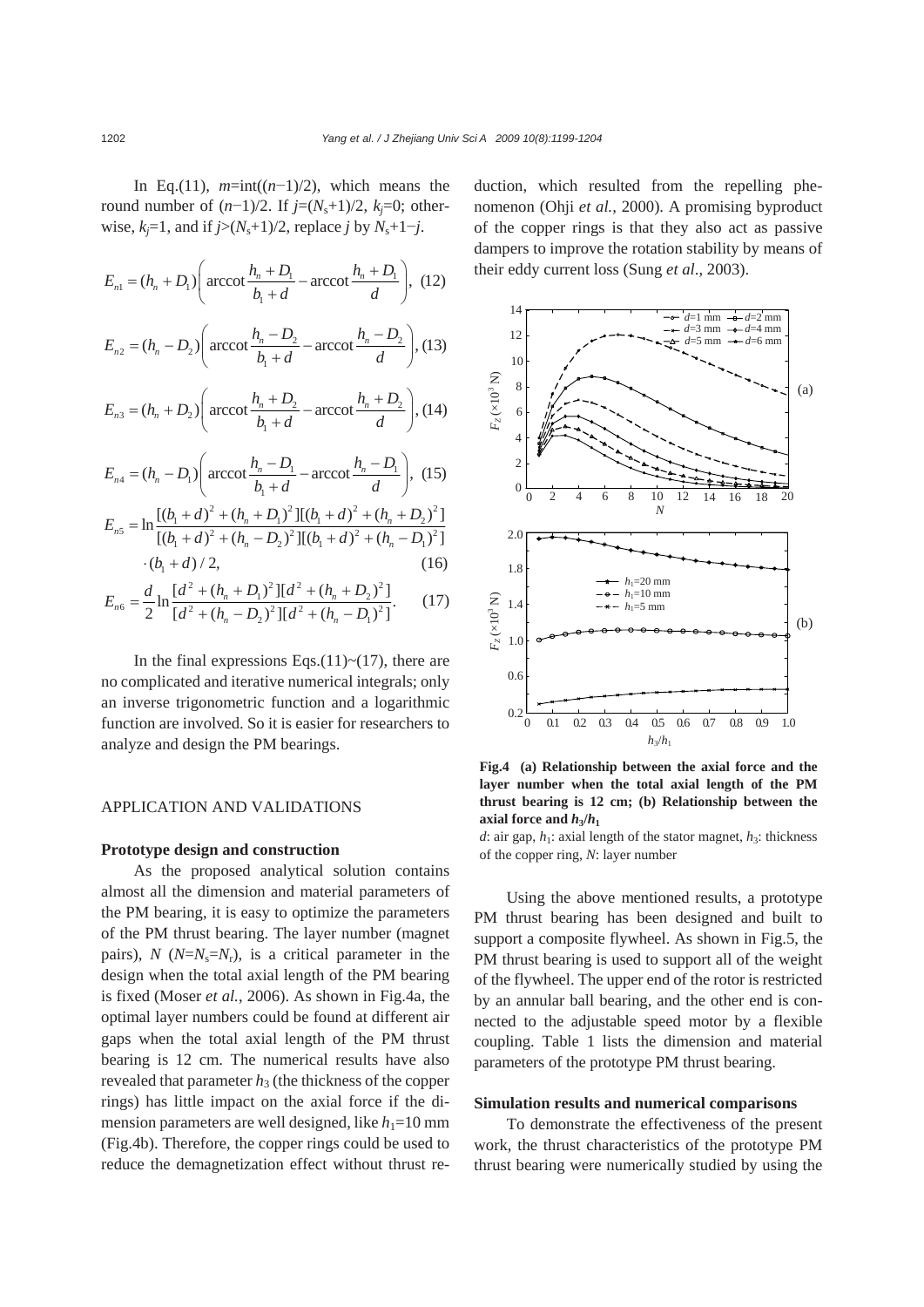In Eq.(11), $m$=int(($n$−1)/2), which means the round number of ($n$−1)/2. If $j$=($N_s$+1)/2, $k_j$=0; otherwise, $k_j$=1, and if $j$>($N_s$+1)/2, replace $j$ by $N_s$+1−$j$.

$$E_{n1} = (h_n + D_1)\left(\operatorname{arccot}\frac{h_n + D_1}{b_1 + d} - \operatorname{arccot}\frac{h_n + D_1}{d}\right), \quad (12)$$

$$E_{n2} = (h_n - D_2)\left(\operatorname{arccot}\frac{h_n - D_2}{b_1 + d} - \operatorname{arccot}\frac{h_n - D_2}{d}\right), \quad (13)$$

$$E_{n3} = (h_n + D_2)\left(\operatorname{arccot}\frac{h_n + D_2}{b_1 + d} - \operatorname{arccot}\frac{h_n + D_2}{d}\right), \quad (14)$$

$$E_{n4} = (h_n - D_1)\left(\operatorname{arccot}\frac{h_n - D_1}{b_1 + d} - \operatorname{arccot}\frac{h_n - D_1}{d}\right), \quad (15)$$

$$E_{n5} = \ln\frac{[(b_1+d)^2 + (h_n + D_1)^2][(b_1+d)^2 + (h_n + D_2)^2]}{[(b_1+d)^2 + (h_n - D_2)^2][(b_1+d)^2 + (h_n - D_1)^2]} \cdot (b_1 + d)/2, \quad (16)$$

$$E_{n6} = \frac{d}{2}\ln\frac{[d^2 + (h_n + D_1)^2][d^2 + (h_n + D_2)^2]}{[d^2 + (h_n - D_2)^2][d^2 + (h_n - D_1)^2]}. \quad (17)$$

In the final expressions Eqs.(11)~(17), there are no complicated and iterative numerical integrals; only an inverse trigonometric function and a logarithmic function are involved. So it is easier for researchers to analyze and design the PM bearings.

## APPLICATION AND VALIDATIONS

### Prototype design and construction

As the proposed analytical solution contains almost all the dimension and material parameters of the PM bearing, it is easy to optimize the parameters of the PM thrust bearing. The layer number (magnet pairs), $N$ ($N$=$N_s$=$N_r$), is a critical parameter in the design when the total axial length of the PM bearing is fixed (Moser *et al.*, 2006). As shown in Fig.4a, the optimal layer numbers could be found at different air gaps when the total axial length of the PM thrust bearing is 12 cm. The numerical results have also revealed that parameter $h_3$ (the thickness of the copper rings) has little impact on the axial force if the dimension parameters are well designed, like $h_1$=10 mm (Fig.4b). Therefore, the copper rings could be used to reduce the demagnetization effect without thrust reduction, which resulted from the repelling phenomenon (Ohji *et al.*, 2000). A promising byproduct of the copper rings is that they also act as passive dampers to improve the rotation stability by means of their eddy current loss (Sung *et al*., 2003).

**Fig.4 (a) Relationship between the axial force and the layer number when the total axial length of the PM thrust bearing is 12 cm; (b) Relationship between the axial force and $h_3/h_1$**

$d$: air gap, $h_1$: axial length of the stator magnet, $h_3$: thickness of the copper ring, $N$: layer number

Using the above mentioned results, a prototype PM thrust bearing has been designed and built to support a composite flywheel. As shown in Fig.5, the PM thrust bearing is used to support all of the weight of the flywheel. The upper end of the rotor is restricted by an annular ball bearing, and the other end is connected to the adjustable speed motor by a flexible coupling. Table 1 lists the dimension and material parameters of the prototype PM thrust bearing.

### Simulation results and numerical comparisons

To demonstrate the effectiveness of the present work, the thrust characteristics of the prototype PM thrust bearing were numerically studied by using the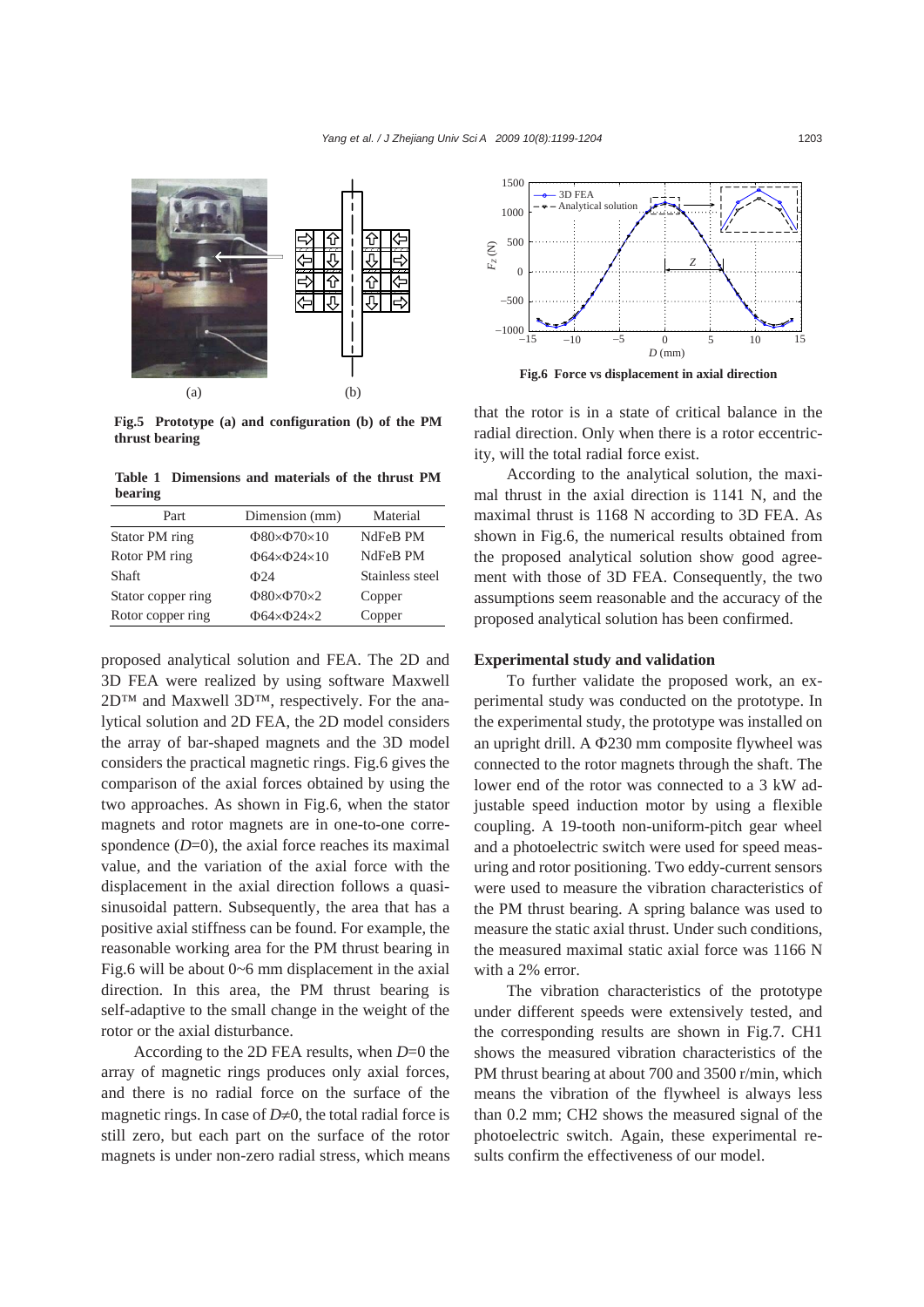Fig.5 **Prototype (a) and configuration (b) of the PM thrust bearing**

**Table 1 Dimensions and materials of the thrust PM bearing**

| Part | Dimension (mm) | Material |
|---|---|---|
| Stator PM ring | Φ80×Φ70×10 | NdFeB PM |
| Rotor PM ring | Φ64×Φ24×10 | NdFeB PM |
| Shaft | Φ24 | Stainless steel |
| Stator copper ring | Φ80×Φ70×2 | Copper |
| Rotor copper ring | Φ64×Φ24×2 | Copper |

proposed analytical solution and FEA. The 2D and 3D FEA were realized by using software Maxwell 2D™ and Maxwell 3D™, respectively. For the analytical solution and 2D FEA, the 2D model considers the array of bar-shaped magnets and the 3D model considers the practical magnetic rings. Fig.6 gives the comparison of the axial forces obtained by using the two approaches. As shown in Fig.6, when the stator magnets and rotor magnets are in one-to-one correspondence ($D$=0), the axial force reaches its maximal value, and the variation of the axial force with the displacement in the axial direction follows a quasi-sinusoidal pattern. Subsequently, the area that has a positive axial stiffness can be found. For example, the reasonable working area for the PM thrust bearing in Fig.6 will be about 0~6 mm displacement in the axial direction. In this area, the PM thrust bearing is self-adaptive to the small change in the weight of the rotor or the axial disturbance.

According to the 2D FEA results, when $D$=0 the array of magnetic rings produces only axial forces, and there is no radial force on the surface of the magnetic rings. In case of $D \neq 0$, the total radial force is still zero, but each part on the surface of the rotor magnets is under non-zero radial stress, which means

**Fig.6 Force vs displacement in axial direction**

that the rotor is in a state of critical balance in the radial direction. Only when there is a rotor eccentricity, will the total radial force exist.

According to the analytical solution, the maximal thrust in the axial direction is 1141 N, and the maximal thrust is 1168 N according to 3D FEA. As shown in Fig.6, the numerical results obtained from the proposed analytical solution show good agreement with those of 3D FEA. Consequently, the two assumptions seem reasonable and the accuracy of the proposed analytical solution has been confirmed.

## Experimental study and validation

To further validate the proposed work, an experimental study was conducted on the prototype. In the experimental study, the prototype was installed on an upright drill. A Φ230 mm composite flywheel was connected to the rotor magnets through the shaft. The lower end of the rotor was connected to a 3 kW adjustable speed induction motor by using a flexible coupling. A 19-tooth non-uniform-pitch gear wheel and a photoelectric switch were used for speed measuring and rotor positioning. Two eddy-current sensors were used to measure the vibration characteristics of the PM thrust bearing. A spring balance was used to measure the static axial thrust. Under such conditions, the measured maximal static axial force was 1166 N with a 2% error.

The vibration characteristics of the prototype under different speeds were extensively tested, and the corresponding results are shown in Fig.7. CH1 shows the measured vibration characteristics of the PM thrust bearing at about 700 and 3500 r/min, which means the vibration of the flywheel is always less than 0.2 mm; CH2 shows the measured signal of the photoelectric switch. Again, these experimental results confirm the effectiveness of our model.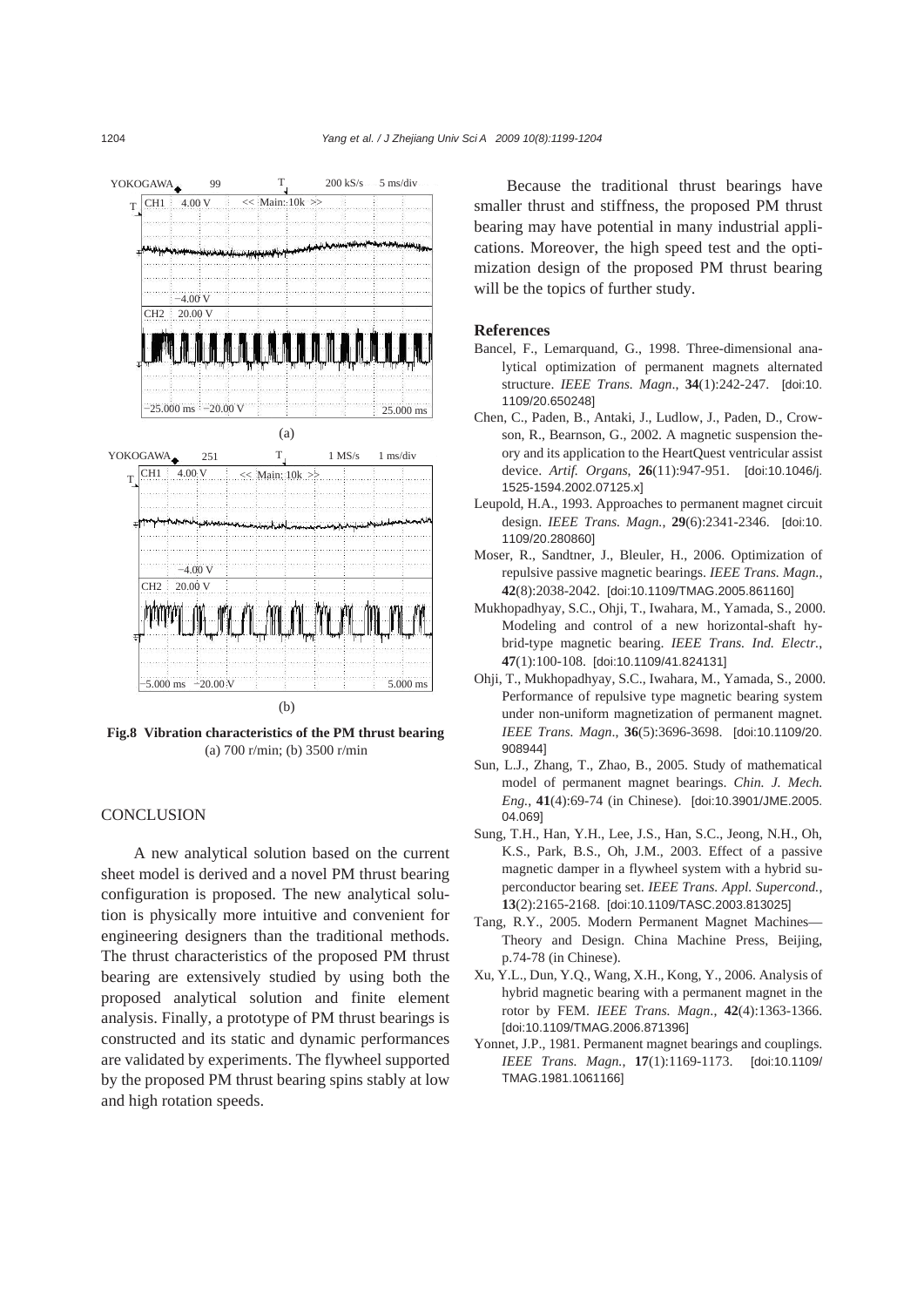YOKOGAWA 99 T 200 kS/s 5 ms/div

CH1 4.00 V << Main: 10k >>

−4.00 V

CH2 20.00 V

−25.000 ms −20.00 V 25.000 ms

(a)

YOKOGAWA 251 T 1 MS/s 1 ms/div

CH1 4.00 V << Main: 10k >>

−4.00 V

CH2 20.00 V

−5.000 ms −20.00 V 5.000 ms

(b)

**Fig.8 Vibration characteristics of the PM thrust bearing**
(a) 700 r/min; (b) 3500 r/min

## CONCLUSION

A new analytical solution based on the current sheet model is derived and a novel PM thrust bearing configuration is proposed. The new analytical solution is physically more intuitive and convenient for engineering designers than the traditional methods. The thrust characteristics of the proposed PM thrust bearing are extensively studied by using both the proposed analytical solution and finite element analysis. Finally, a prototype of PM thrust bearings is constructed and its static and dynamic performances are validated by experiments. The flywheel supported by the proposed PM thrust bearing spins stably at low and high rotation speeds.

Because the traditional thrust bearings have smaller thrust and stiffness, the proposed PM thrust bearing may have potential in many industrial applications. Moreover, the high speed test and the optimization design of the proposed PM thrust bearing will be the topics of further study.

## References

Bancel, F., Lemarquand, G., 1998. Three-dimensional analytical optimization of permanent magnets alternated structure. *IEEE Trans. Magn.*, **34**(1):242-247. [doi:10.1109/20.650248]

Chen, C., Paden, B., Antaki, J., Ludlow, J., Paden, D., Crowson, R., Bearnson, G., 2002. A magnetic suspension theory and its application to the HeartQuest ventricular assist device. *Artif. Organs*, **26**(11):947-951. [doi:10.1046/j.1525-1594.2002.07125.x]

Leupold, H.A., 1993. Approaches to permanent magnet circuit design. *IEEE Trans. Magn.*, **29**(6):2341-2346. [doi:10.1109/20.280860]

Moser, R., Sandtner, J., Bleuler, H., 2006. Optimization of repulsive passive magnetic bearings. *IEEE Trans. Magn.*, **42**(8):2038-2042. [doi:10.1109/TMAG.2005.861160]

Mukhopadhyay, S.C., Ohji, T., Iwahara, M., Yamada, S., 2000. Modeling and control of a new horizontal-shaft hybrid-type magnetic bearing. *IEEE Trans. Ind. Electr.*, **47**(1):100-108. [doi:10.1109/41.824131]

Ohji, T., Mukhopadhyay, S.C., Iwahara, M., Yamada, S., 2000. Performance of repulsive type magnetic bearing system under non-uniform magnetization of permanent magnet. *IEEE Trans. Magn.*, **36**(5):3696-3698. [doi:10.1109/20.908944]

Sun, L.J., Zhang, T., Zhao, B., 2005. Study of mathematical model of permanent magnet bearings. *Chin. J. Mech. Eng.*, **41**(4):69-74 (in Chinese). [doi:10.3901/JME.2005.04.069]

Sung, T.H., Han, Y.H., Lee, J.S., Han, S.C., Jeong, N.H., Oh, K.S., Park, B.S., Oh, J.M., 2003. Effect of a passive magnetic damper in a flywheel system with a hybrid superconductor bearing set. *IEEE Trans. Appl. Supercond.*, **13**(2):2165-2168. [doi:10.1109/TASC.2003.813025]

Tang, R.Y., 2005. Modern Permanent Magnet Machines—Theory and Design. China Machine Press, Beijing, p.74-78 (in Chinese).

Xu, Y.L., Dun, Y.Q., Wang, X.H., Kong, Y., 2006. Analysis of hybrid magnetic bearing with a permanent magnet in the rotor by FEM. *IEEE Trans. Magn.*, **42**(4):1363-1366. [doi:10.1109/TMAG.2006.871396]

Yonnet, J.P., 1981. Permanent magnet bearings and couplings. *IEEE Trans. Magn.*, **17**(1):1169-1173. [doi:10.1109/TMAG.1981.1061166]